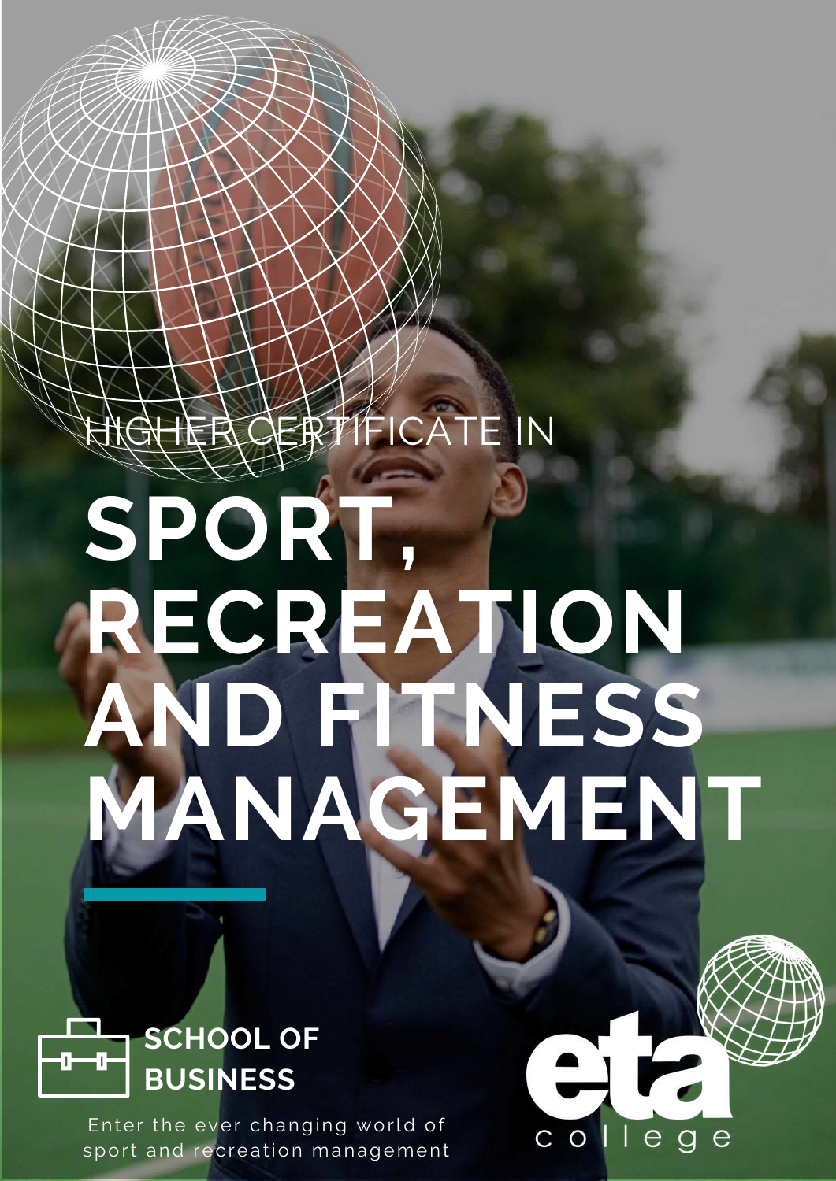HIGHER CERTIFICATE IN

# SPORT, RECREATION AND FITNESS MANAGEMENT

**SCHOOL OF BUSINESS**

Enter the ever changing world of sport and recreation management

eta college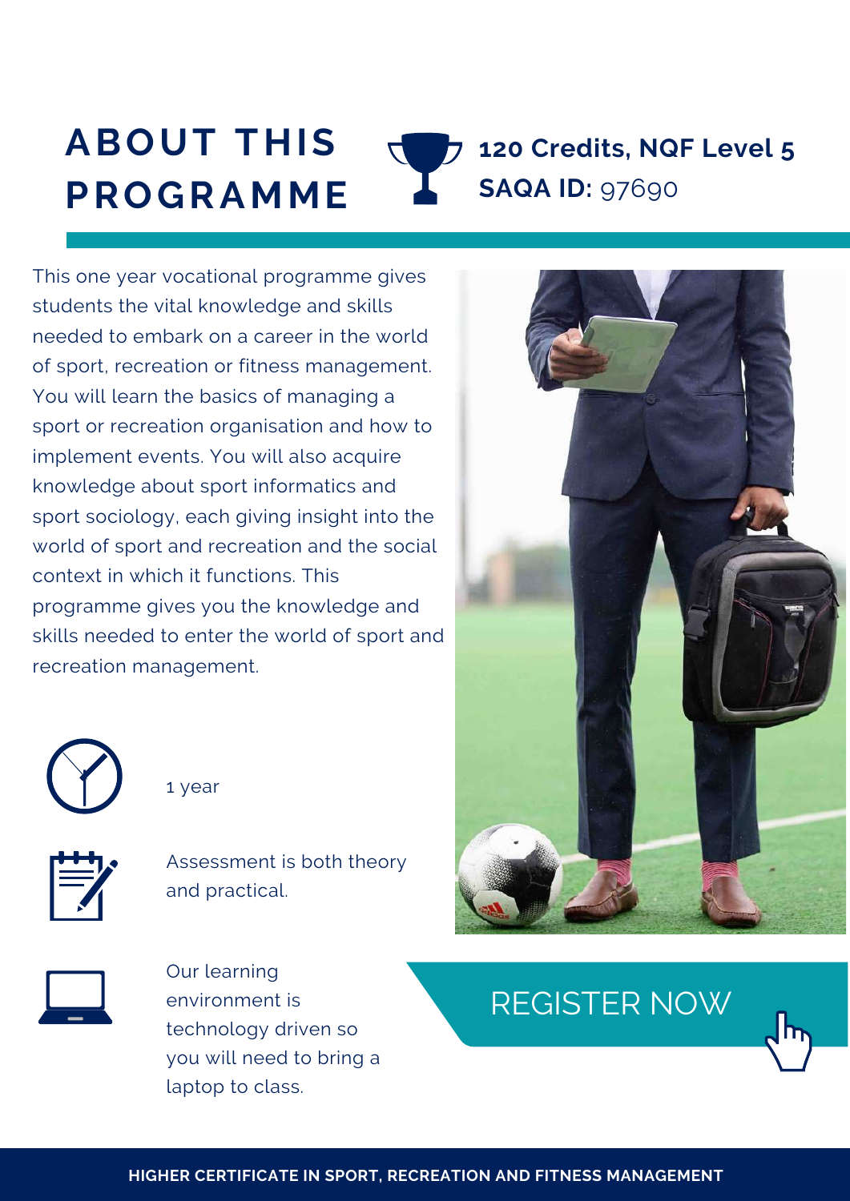# ABOUT THIS PROGRAMME

**120 Credits, NQF Level 5**
**SAQA ID:** 97690

This one year vocational programme gives students the vital knowledge and skills needed to embark on a career in the world of sport, recreation or fitness management. You will learn the basics of managing a sport or recreation organisation and how to implement events. You will also acquire knowledge about sport informatics and sport sociology, each giving insight into the world of sport and recreation and the social context in which it functions. This programme gives you the knowledge and skills needed to enter the world of sport and recreation management.

1 year

Assessment is both theory and practical.

Our learning environment is technology driven so you will need to bring a laptop to class.

REGISTER NOW

**HIGHER CERTIFICATE IN SPORT, RECREATION AND FITNESS MANAGEMENT**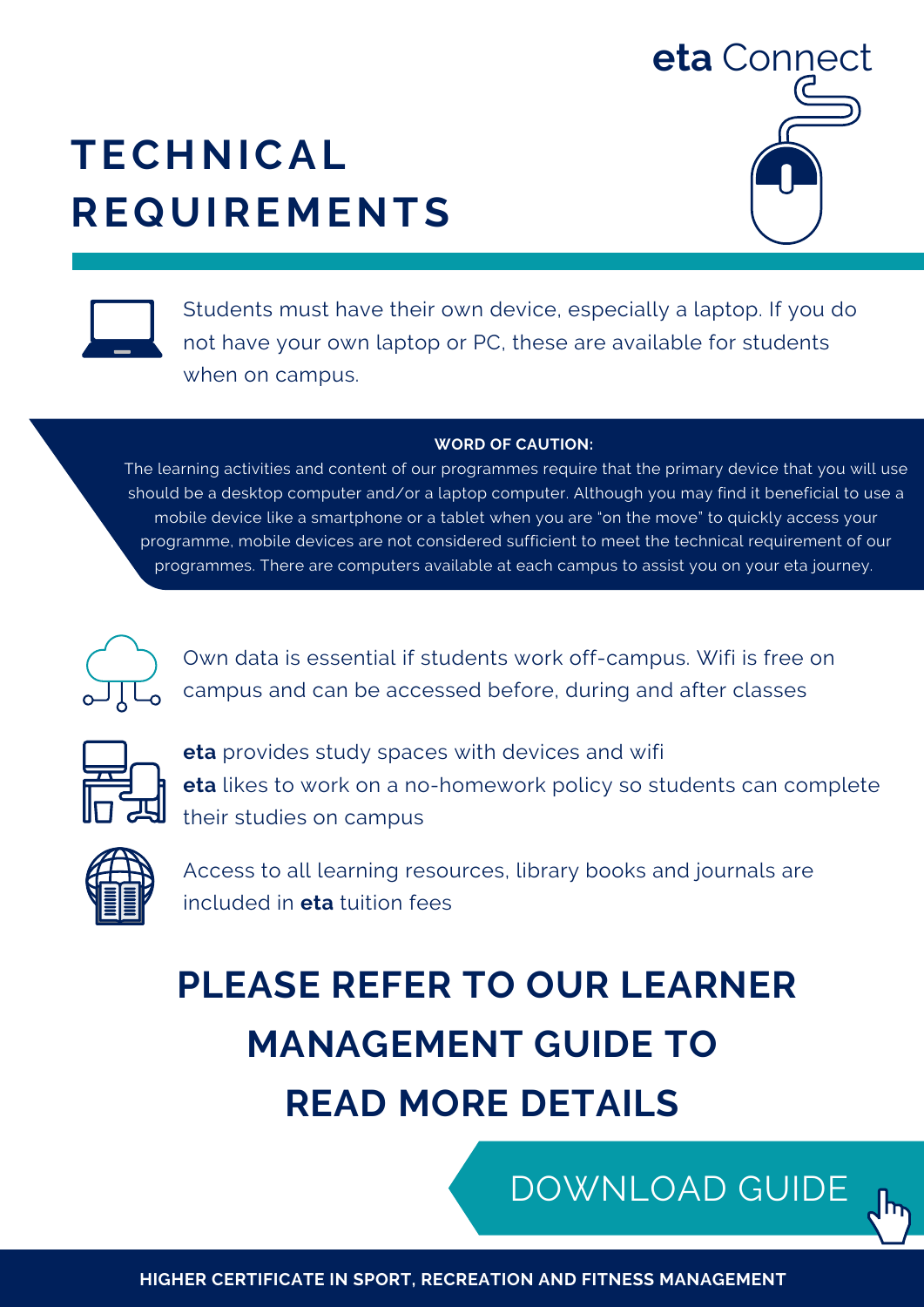eta Connect

# TECHNICAL REQUIREMENTS

Students must have their own device, especially a laptop. If you do not have your own laptop or PC, these are available for students when on campus.

**WORD OF CAUTION:**

The learning activities and content of our programmes require that the primary device that you will use should be a desktop computer and/or a laptop computer. Although you may find it beneficial to use a mobile device like a smartphone or a tablet when you are "on the move" to quickly access your programme, mobile devices are not considered sufficient to meet the technical requirement of our programmes. There are computers available at each campus to assist you on your eta journey.

Own data is essential if students work off-campus. Wifi is free on campus and can be accessed before, during and after classes

**eta** provides study spaces with devices and wifi

**eta** likes to work on a no-homework policy so students can complete their studies on campus

Access to all learning resources, library books and journals are included in **eta** tuition fees

## PLEASE REFER TO OUR LEARNER MANAGEMENT GUIDE TO READ MORE DETAILS

DOWNLOAD GUIDE

HIGHER CERTIFICATE IN SPORT, RECREATION AND FITNESS MANAGEMENT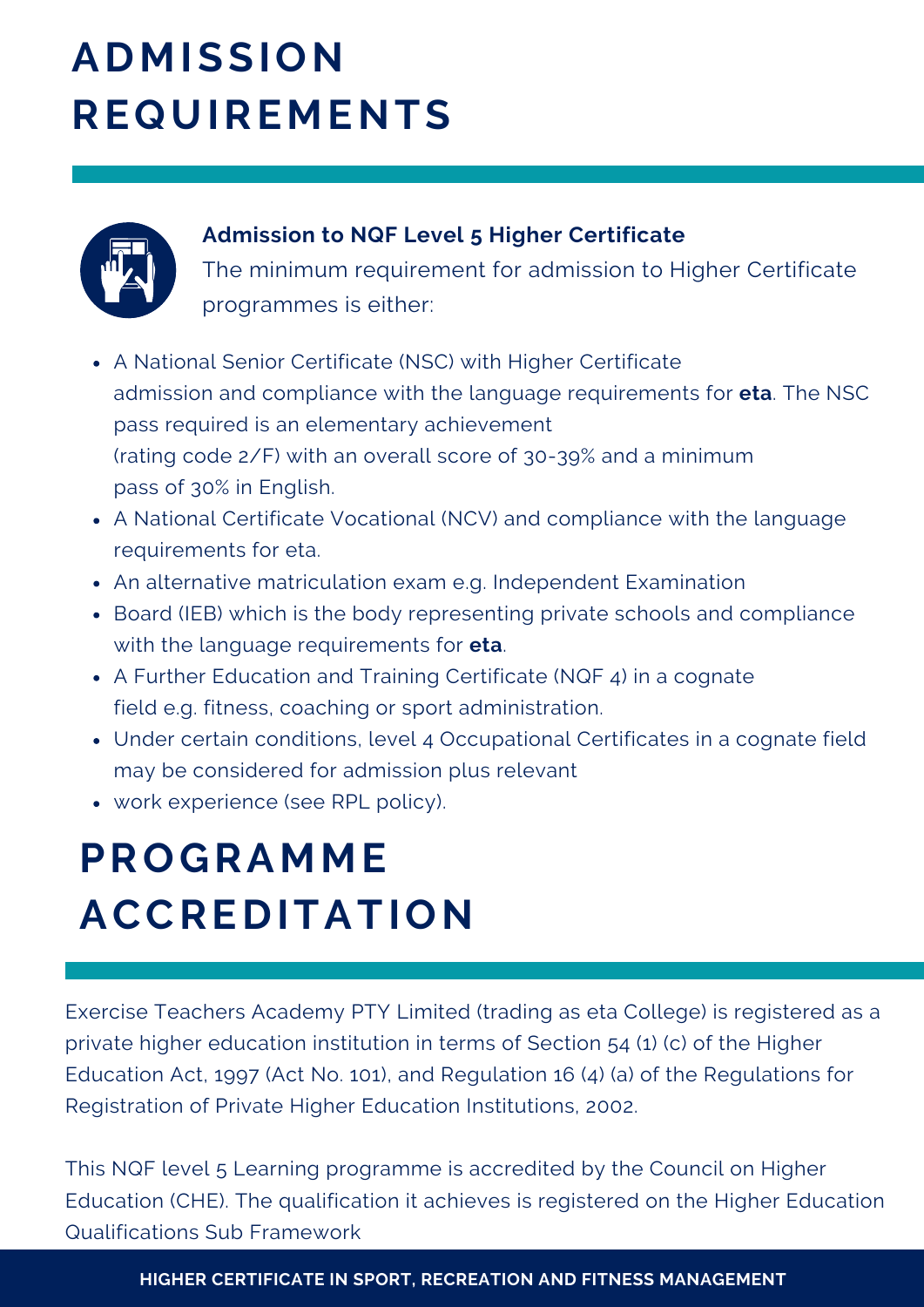# ADMISSION REQUIREMENTS

**Admission to NQF Level 5 Higher Certificate**

The minimum requirement for admission to Higher Certificate programmes is either:

- A National Senior Certificate (NSC) with Higher Certificate admission and compliance with the language requirements for **eta**. The NSC pass required is an elementary achievement (rating code 2/F) with an overall score of 30-39% and a minimum pass of 30% in English.
- A National Certificate Vocational (NCV) and compliance with the language requirements for eta.
- An alternative matriculation exam e.g. Independent Examination
- Board (IEB) which is the body representing private schools and compliance with the language requirements for **eta**.
- A Further Education and Training Certificate (NQF 4) in a cognate field e.g. fitness, coaching or sport administration.
- Under certain conditions, level 4 Occupational Certificates in a cognate field may be considered for admission plus relevant
- work experience (see RPL policy).

# PROGRAMME ACCREDITATION

Exercise Teachers Academy PTY Limited (trading as eta College) is registered as a private higher education institution in terms of Section 54 (1) (c) of the Higher Education Act, 1997 (Act No. 101), and Regulation 16 (4) (a) of the Regulations for Registration of Private Higher Education Institutions, 2002.

This NQF level 5 Learning programme is accredited by the Council on Higher Education (CHE). The qualification it achieves is registered on the Higher Education Qualifications Sub Framework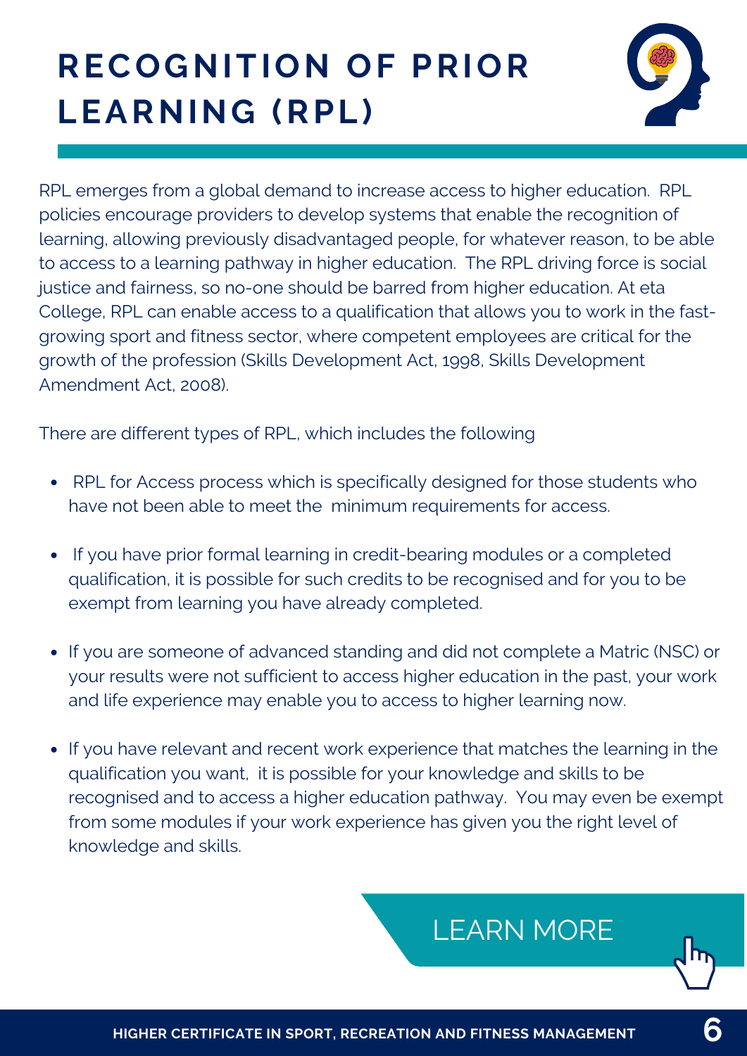# RECOGNITION OF PRIOR LEARNING (RPL)

RPL emerges from a global demand to increase access to higher education. RPL policies encourage providers to develop systems that enable the recognition of learning, allowing previously disadvantaged people, for whatever reason, to be able to access to a learning pathway in higher education. The RPL driving force is social justice and fairness, so no-one should be barred from higher education. At eta College, RPL can enable access to a qualification that allows you to work in the fast-growing sport and fitness sector, where competent employees are critical for the growth of the profession (Skills Development Act, 1998, Skills Development Amendment Act, 2008).

There are different types of RPL, which includes the following

- RPL for Access process which is specifically designed for those students who have not been able to meet the minimum requirements for access.
- If you have prior formal learning in credit-bearing modules or a completed qualification, it is possible for such credits to be recognised and for you to be exempt from learning you have already completed.
- If you are someone of advanced standing and did not complete a Matric (NSC) or your results were not sufficient to access higher education in the past, your work and life experience may enable you to access to higher learning now.
- If you have relevant and recent work experience that matches the learning in the qualification you want, it is possible for your knowledge and skills to be recognised and to access a higher education pathway. You may even be exempt from some modules if your work experience has given you the right level of knowledge and skills.

LEARN MORE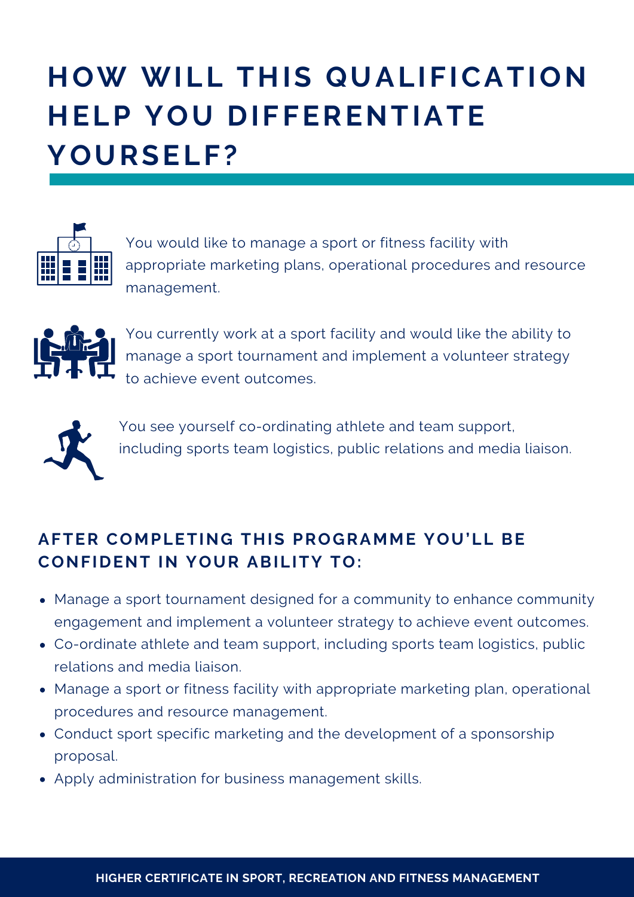# HOW WILL THIS QUALIFICATION HELP YOU DIFFERENTIATE YOURSELF?

You would like to manage a sport or fitness facility with appropriate marketing plans, operational procedures and resource management.

You currently work at a sport facility and would like the ability to manage a sport tournament and implement a volunteer strategy to achieve event outcomes.

You see yourself co-ordinating athlete and team support, including sports team logistics, public relations and media liaison.

## AFTER COMPLETING THIS PROGRAMME YOU'LL BE CONFIDENT IN YOUR ABILITY TO:

- Manage a sport tournament designed for a community to enhance community engagement and implement a volunteer strategy to achieve event outcomes.
- Co-ordinate athlete and team support, including sports team logistics, public relations and media liaison.
- Manage a sport or fitness facility with appropriate marketing plan, operational procedures and resource management.
- Conduct sport specific marketing and the development of a sponsorship proposal.
- Apply administration for business management skills.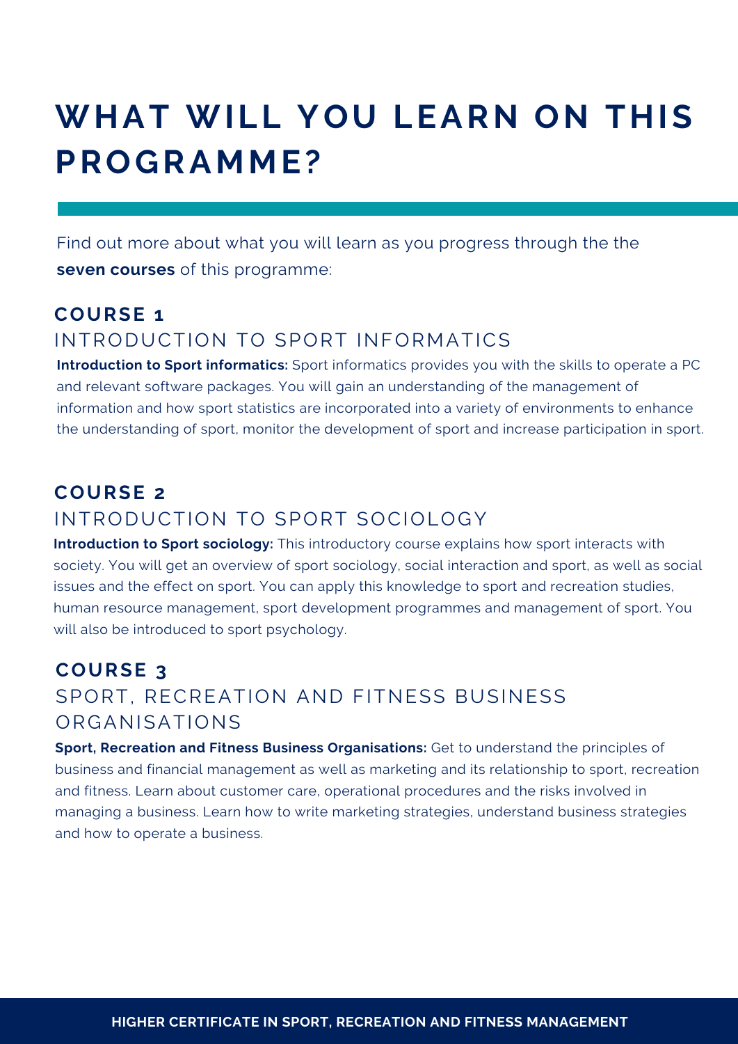# WHAT WILL YOU LEARN ON THIS PROGRAMME?

Find out more about what you will learn as you progress through the the **seven courses** of this programme:

## COURSE 1

### INTRODUCTION TO SPORT INFORMATICS

**Introduction to Sport informatics:** Sport informatics provides you with the skills to operate a PC and relevant software packages. You will gain an understanding of the management of information and how sport statistics are incorporated into a variety of environments to enhance the understanding of sport, monitor the development of sport and increase participation in sport.

## COURSE 2

### INTRODUCTION TO SPORT SOCIOLOGY

**Introduction to Sport sociology:** This introductory course explains how sport interacts with society. You will get an overview of sport sociology, social interaction and sport, as well as social issues and the effect on sport. You can apply this knowledge to sport and recreation studies, human resource management, sport development programmes and management of sport. You will also be introduced to sport psychology.

## COURSE 3

### SPORT, RECREATION AND FITNESS BUSINESS ORGANISATIONS

**Sport, Recreation and Fitness Business Organisations:** Get to understand the principles of business and financial management as well as marketing and its relationship to sport, recreation and fitness. Learn about customer care, operational procedures and the risks involved in managing a business. Learn how to write marketing strategies, understand business strategies and how to operate a business.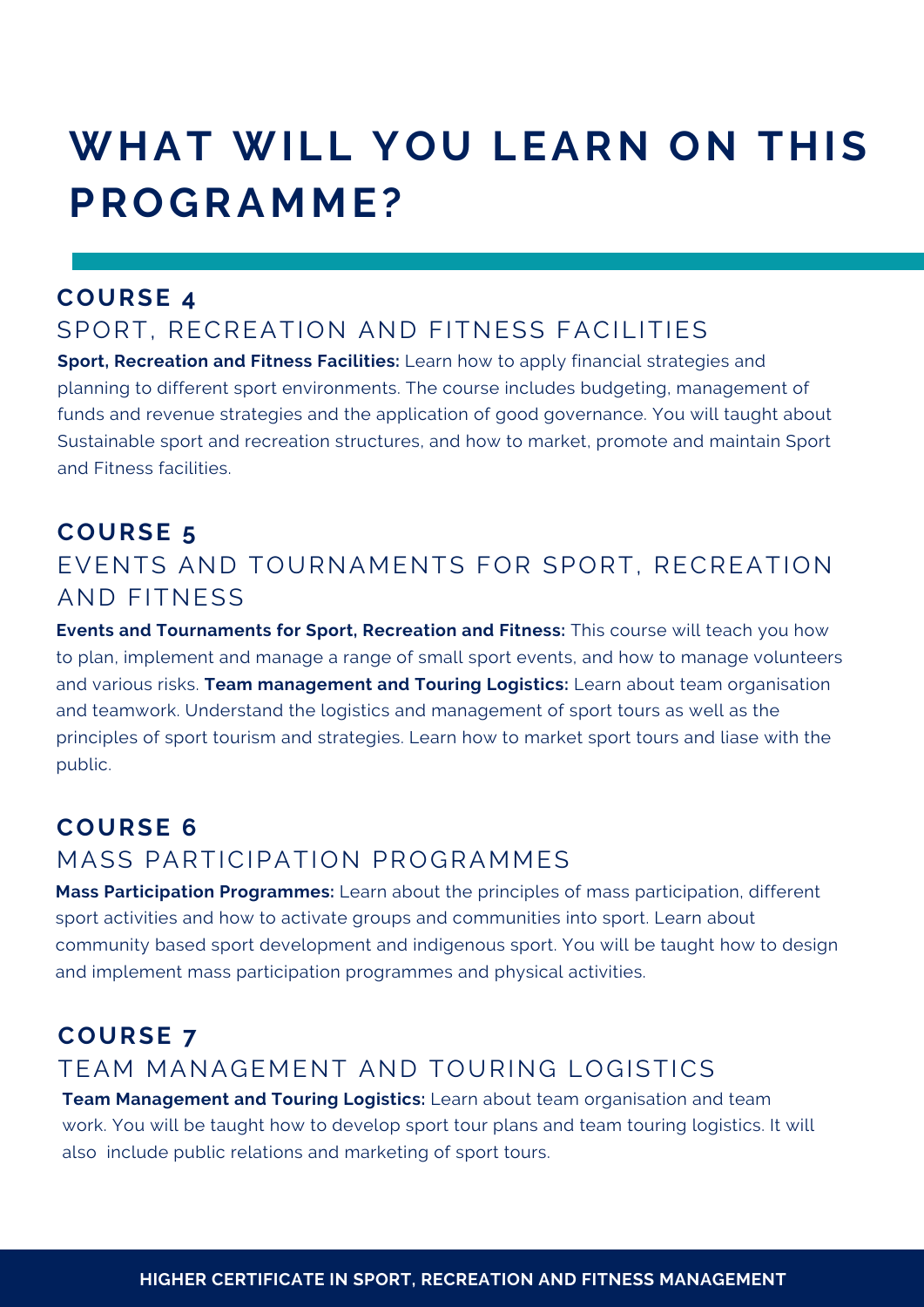# WHAT WILL YOU LEARN ON THIS PROGRAMME?

## COURSE 4

### SPORT, RECREATION AND FITNESS FACILITIES

**Sport, Recreation and Fitness Facilities:** Learn how to apply financial strategies and planning to different sport environments. The course includes budgeting, management of funds and revenue strategies and the application of good governance. You will taught about Sustainable sport and recreation structures, and how to market, promote and maintain Sport and Fitness facilities.

## COURSE 5

### EVENTS AND TOURNAMENTS FOR SPORT, RECREATION AND FITNESS

**Events and Tournaments for Sport, Recreation and Fitness:** This course will teach you how to plan, implement and manage a range of small sport events, and how to manage volunteers and various risks. **Team management and Touring Logistics:** Learn about team organisation and teamwork. Understand the logistics and management of sport tours as well as the principles of sport tourism and strategies. Learn how to market sport tours and liase with the public.

## COURSE 6

### MASS PARTICIPATION PROGRAMMES

**Mass Participation Programmes:** Learn about the principles of mass participation, different sport activities and how to activate groups and communities into sport. Learn about community based sport development and indigenous sport. You will be taught how to design and implement mass participation programmes and physical activities.

## COURSE 7

### TEAM MANAGEMENT AND TOURING LOGISTICS

**Team Management and Touring Logistics:** Learn about team organisation and team work. You will be taught how to develop sport tour plans and team touring logistics. It will also include public relations and marketing of sport tours.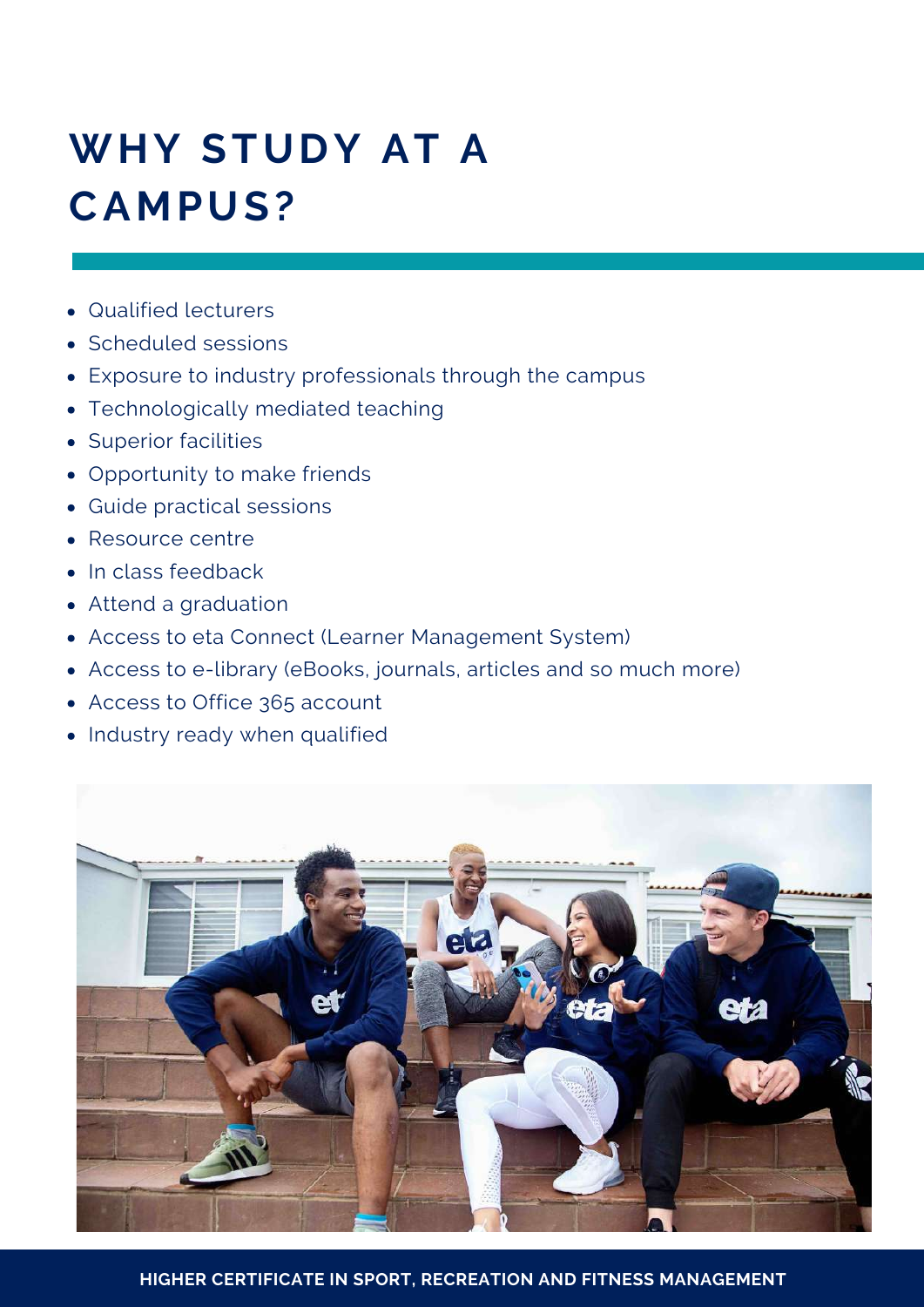# WHY STUDY AT A CAMPUS?

- Qualified lecturers
- Scheduled sessions
- Exposure to industry professionals through the campus
- Technologically mediated teaching
- Superior facilities
- Opportunity to make friends
- Guide practical sessions
- Resource centre
- In class feedback
- Attend a graduation
- Access to eta Connect (Learner Management System)
- Access to e-library (eBooks, journals, articles and so much more)
- Access to Office 365 account
- Industry ready when qualified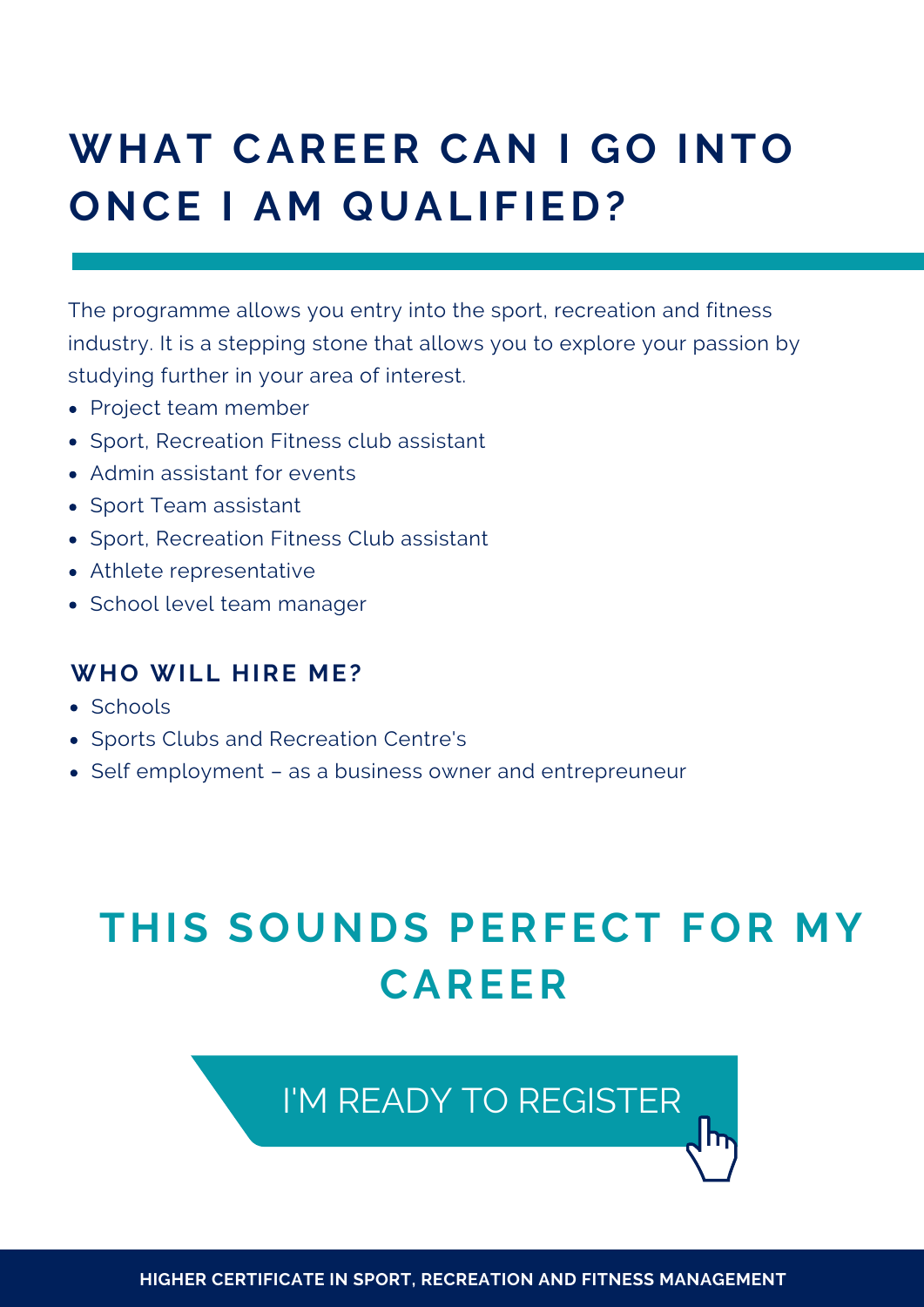# WHAT CAREER CAN I GO INTO ONCE I AM QUALIFIED?

The programme allows you entry into the sport, recreation and fitness industry. It is a stepping stone that allows you to explore your passion by studying further in your area of interest.

- Project team member
- Sport, Recreation Fitness club assistant
- Admin assistant for events
- Sport Team assistant
- Sport, Recreation Fitness Club assistant
- Athlete representative
- School level team manager

### WHO WILL HIRE ME?

- Schools
- Sports Clubs and Recreation Centre's
- Self employment – as a business owner and entrepreneur

## THIS SOUNDS PERFECT FOR MY CAREER

I'M READY TO REGISTER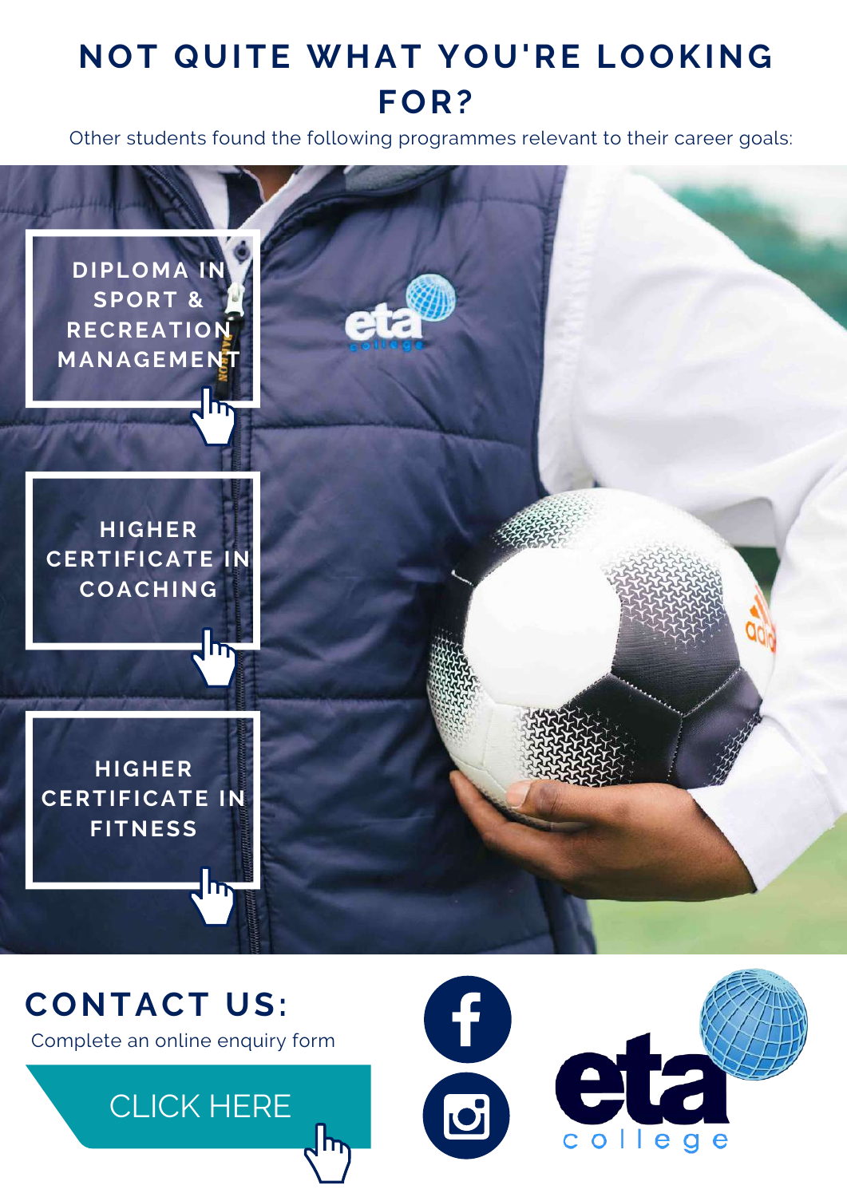# NOT QUITE WHAT YOU'RE LOOKING FOR?

Other students found the following programmes relevant to their career goals:

DIPLOMA IN SPORT & RECREATION MANAGEMENT

HIGHER CERTIFICATE IN COACHING

HIGHER CERTIFICATE IN FITNESS

## CONTACT US:

Complete an online enquiry form

CLICK HERE

eta college